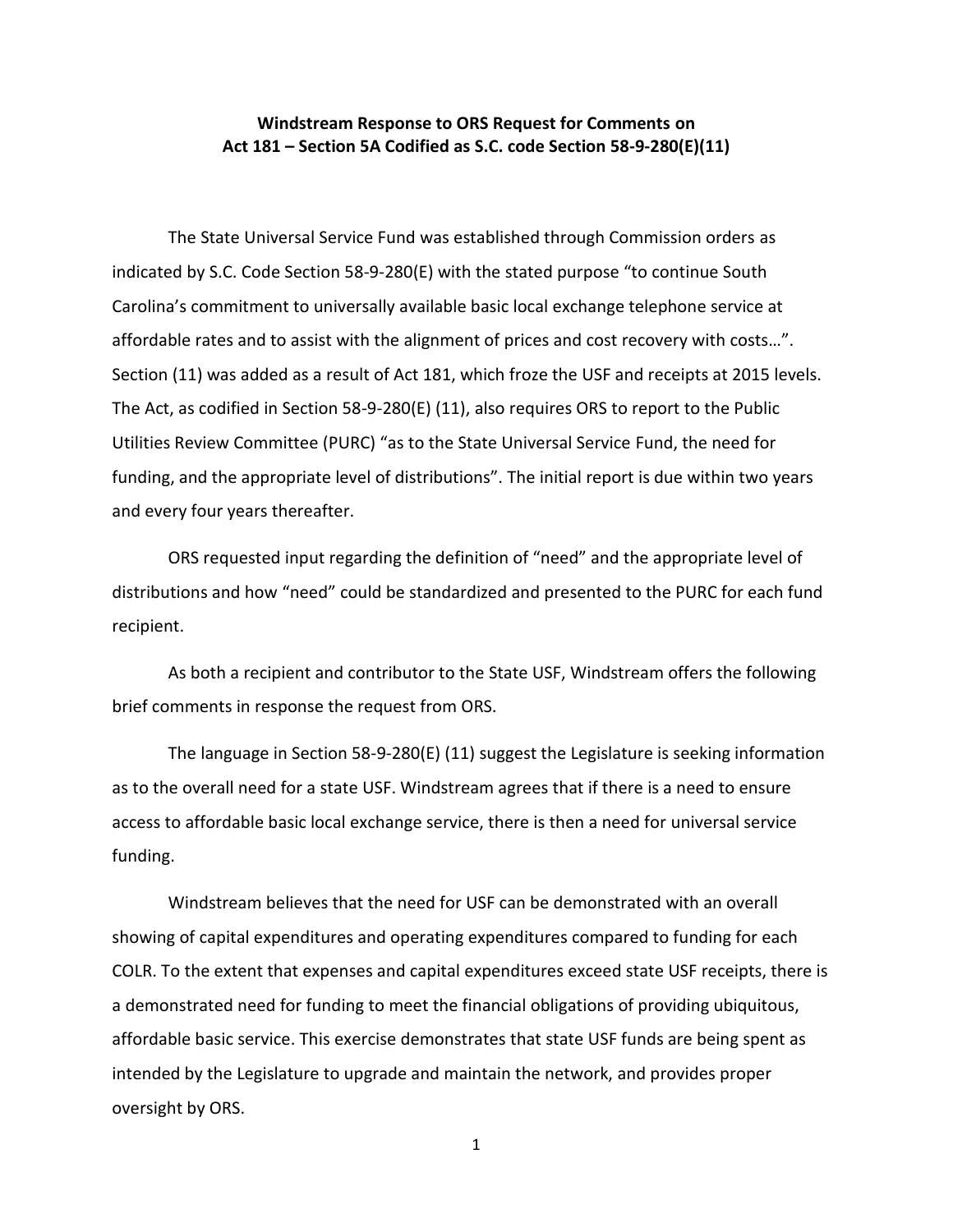**Windstream Response to ORS Request for Comments on Act 181 – Section 5A Codified as S.C. code Section 58-9-280(E)(11)**

The State Universal Service Fund was established through Commission orders as indicated by S.C. Code Section 58-9-280(E) with the stated purpose "to continue South Carolina's commitment to universally available basic local exchange telephone service at affordable rates and to assist with the alignment of prices and cost recovery with costs…". Section (11) was added as a result of Act 181, which froze the USF and receipts at 2015 levels. The Act, as codified in Section 58-9-280(E) (11), also requires ORS to report to the Public Utilities Review Committee (PURC) "as to the State Universal Service Fund, the need for funding, and the appropriate level of distributions". The initial report is due within two years and every four years thereafter.

ORS requested input regarding the definition of "need" and the appropriate level of distributions and how "need" could be standardized and presented to the PURC for each fund recipient.

As both a recipient and contributor to the State USF, Windstream offers the following brief comments in response the request from ORS.

The language in Section 58-9-280(E) (11) suggest the Legislature is seeking information as to the overall need for a state USF. Windstream agrees that if there is a need to ensure access to affordable basic local exchange service, there is then a need for universal service funding.

Windstream believes that the need for USF can be demonstrated with an overall showing of capital expenditures and operating expenditures compared to funding for each COLR. To the extent that expenses and capital expenditures exceed state USF receipts, there is a demonstrated need for funding to meet the financial obligations of providing ubiquitous, affordable basic service. This exercise demonstrates that state USF funds are being spent as intended by the Legislature to upgrade and maintain the network, and provides proper oversight by ORS.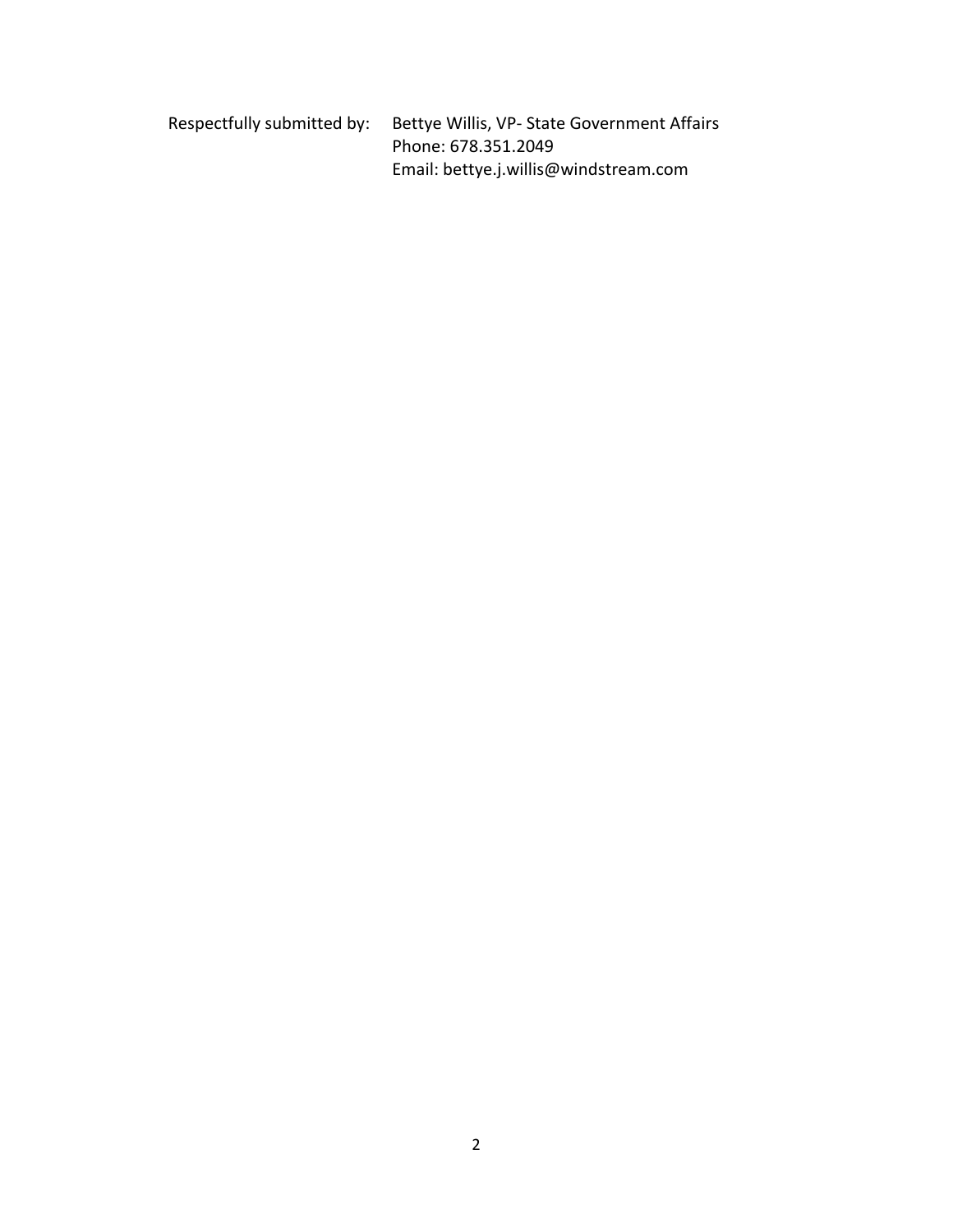Respectfully submitted by: Bettye Willis, VP- State Government Affairs
Phone: 678.351.2049
Email: bettye.j.willis@windstream.com